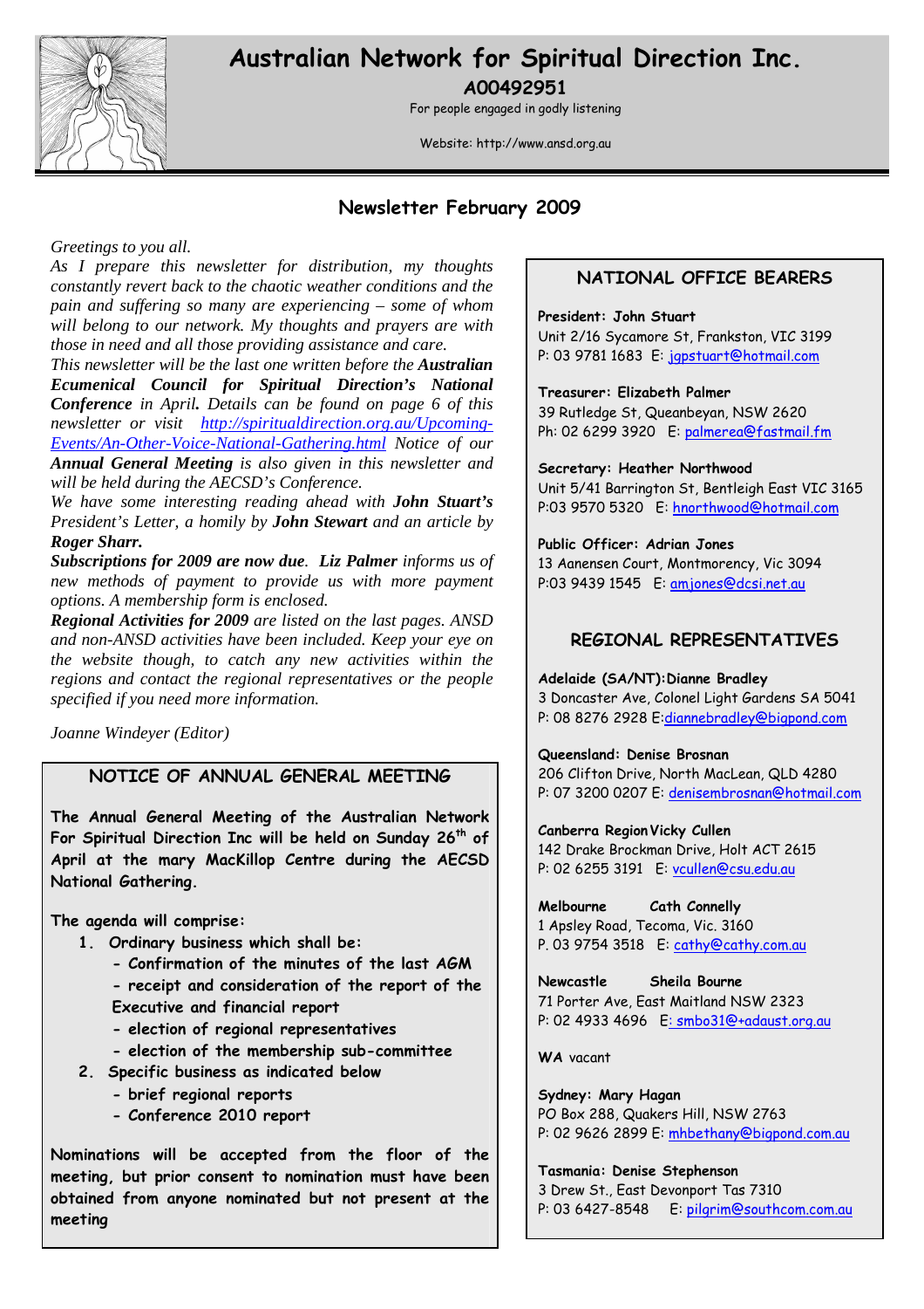# Australian Network for Spiritual Direction Inc.

**A00492951**

For people engaged in godly listening

Website: http://www.ansd.org.au

## Newsletter February 2009

*Greetings to you all.*

*As I prepare this newsletter for distribution, my thoughts constantly revert back to the chaotic weather conditions and the pain and suffering so many are experiencing – some of whom will belong to our network. My thoughts and prayers are with those in need and all those providing assistance and care.*

*This newsletter will be the last one written before the* ***Australian Ecumenical Council for Spiritual Direction's National Conference*** *in April. Details can be found on page 6 of this newsletter or visit* *http://spiritualdirection.org.au/Upcoming-Events/An-Other-Voice-National-Gathering.html* *Notice of our* ***Annual General Meeting*** *is also given in this newsletter and will be held during the AECSD's Conference.*

*We have some interesting reading ahead with* ***John Stuart's*** *President's Letter, a homily by* ***John Stewart*** *and an article by* ***Roger Sharr.***

***Subscriptions for 2009 are now due.*** ***Liz Palmer*** *informs us of new methods of payment to provide us with more payment options. A membership form is enclosed.*

***Regional Activities for 2009*** *are listed on the last pages. ANSD and non-ANSD activities have been included. Keep your eye on the website though, to catch any new activities within the regions and contact the regional representatives or the people specified if you need more information.*

*Joanne Windeyer (Editor)*

### NOTICE OF ANNUAL GENERAL MEETING

**The Annual General Meeting of the Australian Network For Spiritual Direction Inc will be held on Sunday 26th of April at the mary MacKillop Centre during the AECSD National Gathering.**

**The agenda will comprise:**

1. **Ordinary business which shall be:**
   - **Confirmation of the minutes of the last AGM**
   - **receipt and consideration of the report of the Executive and financial report**
   - **election of regional representatives**
   - **election of the membership sub-committee**
2. **Specific business as indicated below**
   - **brief regional reports**
   - **Conference 2010 report**

**Nominations will be accepted from the floor of the meeting, but prior consent to nomination must have been obtained from anyone nominated but not present at the meeting**

### NATIONAL OFFICE BEARERS

**President: John Stuart**
Unit 2/16 Sycamore St, Frankston, VIC 3199
P: 03 9781 1683 E: jgpstuart@hotmail.com

**Treasurer: Elizabeth Palmer**
39 Rutledge St, Queanbeyan, NSW 2620
Ph: 02 6299 3920 E: palmerea@fastmail.fm

**Secretary: Heather Northwood**
Unit 5/41 Barrington St, Bentleigh East VIC 3165
P:03 9570 5320 E: hnorthwood@hotmail.com

**Public Officer: Adrian Jones**
13 Aanensen Court, Montmorency, Vic 3094
P:03 9439 1545 E: amjones@dcsi.net.au

### REGIONAL REPRESENTATIVES

**Adelaide (SA/NT): Dianne Bradley**
3 Doncaster Ave, Colonel Light Gardens SA 5041
P: 08 8276 2928 E: diannebradley@bigpond.com

**Queensland: Denise Brosnan**
206 Clifton Drive, North MacLean, QLD 4280
P: 07 3200 0207 E: denisembrosnan@hotmail.com

**Canberra Region Vicky Cullen**
142 Drake Brockman Drive, Holt ACT 2615
P: 02 6255 3191 E: vcullen@csu.edu.au

**Melbourne Cath Connelly**
1 Apsley Road, Tecoma, Vic. 3160
P. 03 9754 3518 E: cathy@cathy.com.au

**Newcastle Sheila Bourne**
71 Porter Ave, East Maitland NSW 2323
P: 02 4933 4696 E: smbo31@+adaust.org.au

**WA** vacant

**Sydney: Mary Hagan**
PO Box 288, Quakers Hill, NSW 2763
P: 02 9626 2899 E: mhbethany@bigpond.com.au

**Tasmania: Denise Stephenson**
3 Drew St., East Devonport Tas 7310
P: 03 6427-8548 E: pilgrim@southcom.com.au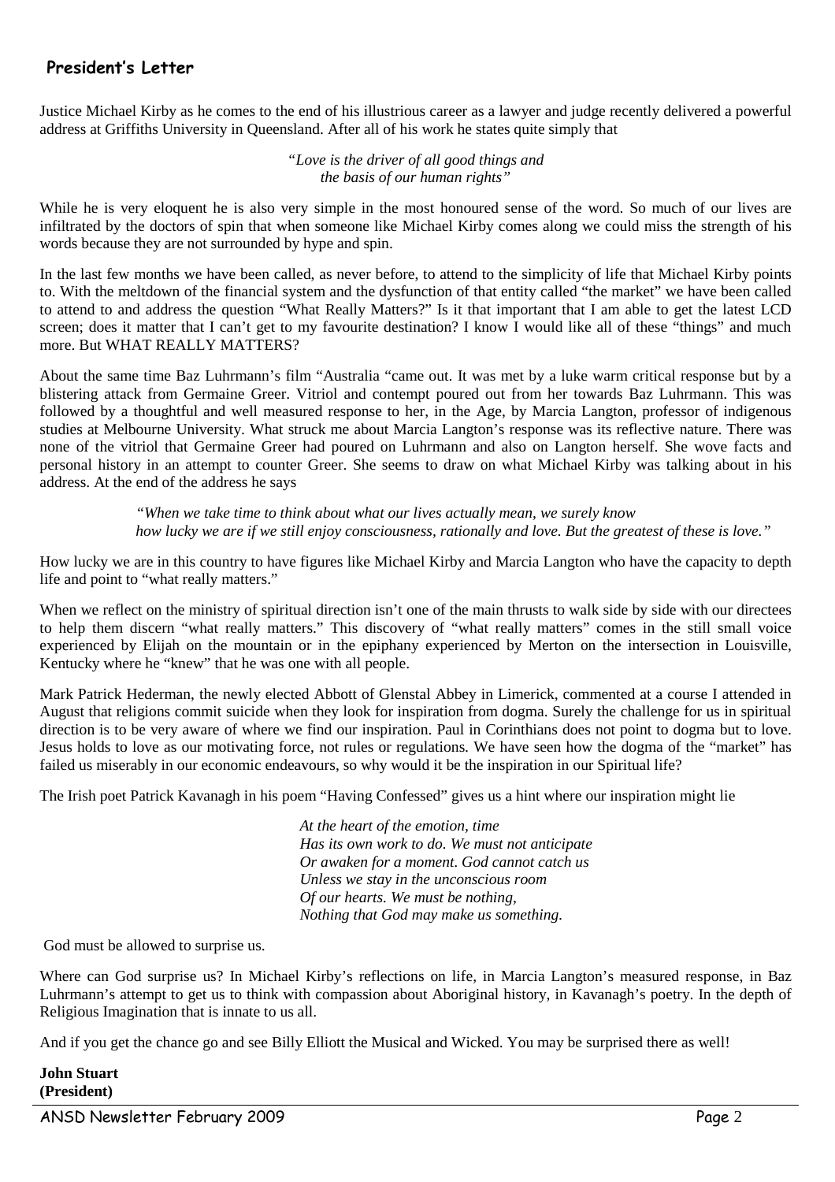## President's Letter

Justice Michael Kirby as he comes to the end of his illustrious career as a lawyer and judge recently delivered a powerful address at Griffiths University in Queensland. After all of his work he states quite simply that

*"Love is the driver of all good things and*
*the basis of our human rights"*

While he is very eloquent he is also very simple in the most honoured sense of the word. So much of our lives are infiltrated by the doctors of spin that when someone like Michael Kirby comes along we could miss the strength of his words because they are not surrounded by hype and spin.

In the last few months we have been called, as never before, to attend to the simplicity of life that Michael Kirby points to. With the meltdown of the financial system and the dysfunction of that entity called "the market" we have been called to attend to and address the question "What Really Matters?" Is it that important that I am able to get the latest LCD screen; does it matter that I can't get to my favourite destination? I know I would like all of these "things" and much more. But WHAT REALLY MATTERS?

About the same time Baz Luhrmann's film "Australia "came out. It was met by a luke warm critical response but by a blistering attack from Germaine Greer. Vitriol and contempt poured out from her towards Baz Luhrmann. This was followed by a thoughtful and well measured response to her, in the Age, by Marcia Langton, professor of indigenous studies at Melbourne University. What struck me about Marcia Langton's response was its reflective nature. There was none of the vitriol that Germaine Greer had poured on Luhrmann and also on Langton herself. She wove facts and personal history in an attempt to counter Greer. She seems to draw on what Michael Kirby was talking about in his address. At the end of the address he says

*"When we take time to think about what our lives actually mean, we surely know*
*how lucky we are if we still enjoy consciousness, rationally and love. But the greatest of these is love."*

How lucky we are in this country to have figures like Michael Kirby and Marcia Langton who have the capacity to depth life and point to "what really matters."

When we reflect on the ministry of spiritual direction isn't one of the main thrusts to walk side by side with our directees to help them discern "what really matters." This discovery of "what really matters" comes in the still small voice experienced by Elijah on the mountain or in the epiphany experienced by Merton on the intersection in Louisville, Kentucky where he "knew" that he was one with all people.

Mark Patrick Hederman, the newly elected Abbott of Glenstal Abbey in Limerick, commented at a course I attended in August that religions commit suicide when they look for inspiration from dogma. Surely the challenge for us in spiritual direction is to be very aware of where we find our inspiration. Paul in Corinthians does not point to dogma but to love. Jesus holds to love as our motivating force, not rules or regulations. We have seen how the dogma of the "market" has failed us miserably in our economic endeavours, so why would it be the inspiration in our Spiritual life?

The Irish poet Patrick Kavanagh in his poem "Having Confessed" gives us a hint where our inspiration might lie

*At the heart of the emotion, time*
*Has its own work to do. We must not anticipate*
*Or awaken for a moment. God cannot catch us*
*Unless we stay in the unconscious room*
*Of our hearts. We must be nothing,*
*Nothing that God may make us something.*

God must be allowed to surprise us.

Where can God surprise us? In Michael Kirby's reflections on life, in Marcia Langton's measured response, in Baz Luhrmann's attempt to get us to think with compassion about Aboriginal history, in Kavanagh's poetry. In the depth of Religious Imagination that is innate to us all.

And if you get the chance go and see Billy Elliott the Musical and Wicked. You may be surprised there as well!

**John Stuart**
**(President)**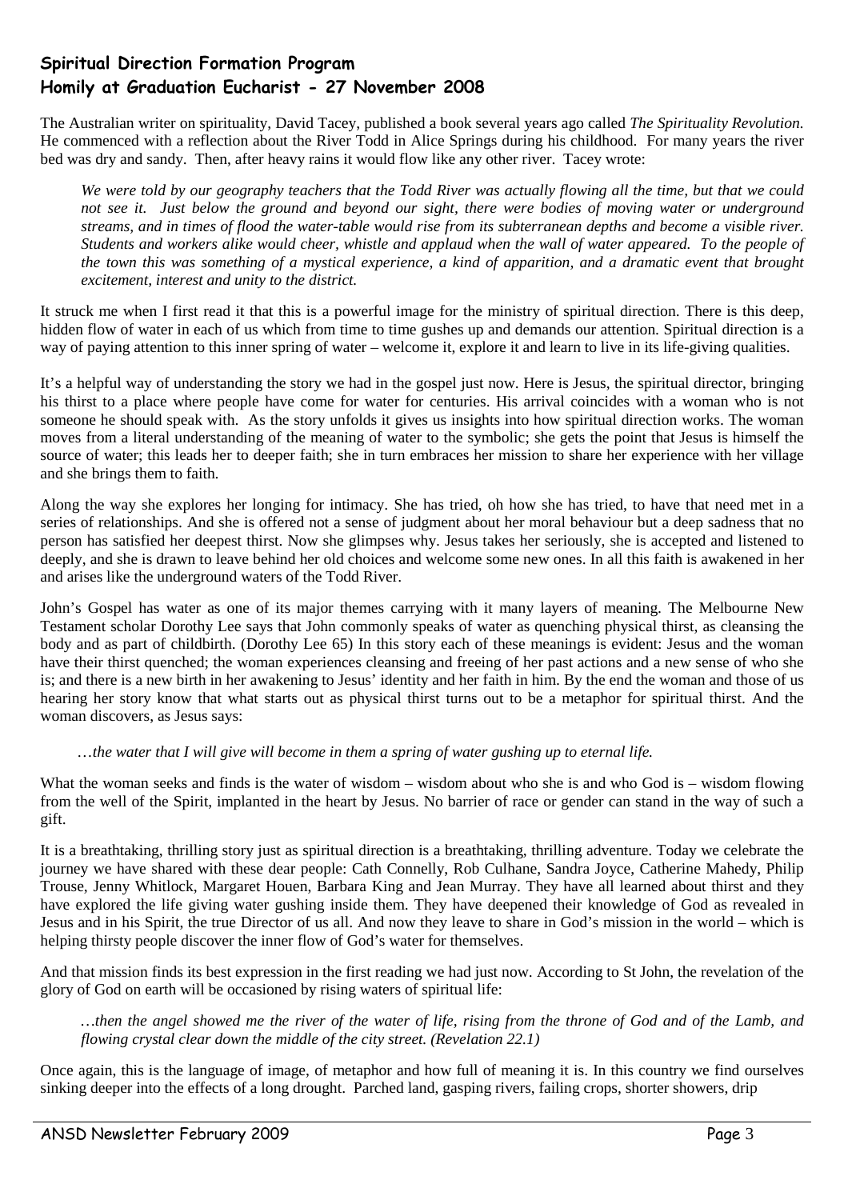## Spiritual Direction Formation Program
## Homily at Graduation Eucharist - 27 November 2008

The Australian writer on spirituality, David Tacey, published a book several years ago called *The Spirituality Revolution*. He commenced with a reflection about the River Todd in Alice Springs during his childhood. For many years the river bed was dry and sandy. Then, after heavy rains it would flow like any other river. Tacey wrote:

> *We were told by our geography teachers that the Todd River was actually flowing all the time, but that we could not see it. Just below the ground and beyond our sight, there were bodies of moving water or underground streams, and in times of flood the water-table would rise from its subterranean depths and become a visible river. Students and workers alike would cheer, whistle and applaud when the wall of water appeared. To the people of the town this was something of a mystical experience, a kind of apparition, and a dramatic event that brought excitement, interest and unity to the district.*

It struck me when I first read it that this is a powerful image for the ministry of spiritual direction. There is this deep, hidden flow of water in each of us which from time to time gushes up and demands our attention. Spiritual direction is a way of paying attention to this inner spring of water – welcome it, explore it and learn to live in its life-giving qualities.

It's a helpful way of understanding the story we had in the gospel just now. Here is Jesus, the spiritual director, bringing his thirst to a place where people have come for water for centuries. His arrival coincides with a woman who is not someone he should speak with. As the story unfolds it gives us insights into how spiritual direction works. The woman moves from a literal understanding of the meaning of water to the symbolic; she gets the point that Jesus is himself the source of water; this leads her to deeper faith; she in turn embraces her mission to share her experience with her village and she brings them to faith.

Along the way she explores her longing for intimacy. She has tried, oh how she has tried, to have that need met in a series of relationships. And she is offered not a sense of judgment about her moral behaviour but a deep sadness that no person has satisfied her deepest thirst. Now she glimpses why. Jesus takes her seriously, she is accepted and listened to deeply, and she is drawn to leave behind her old choices and welcome some new ones. In all this faith is awakened in her and arises like the underground waters of the Todd River.

John's Gospel has water as one of its major themes carrying with it many layers of meaning. The Melbourne New Testament scholar Dorothy Lee says that John commonly speaks of water as quenching physical thirst, as cleansing the body and as part of childbirth. (Dorothy Lee 65) In this story each of these meanings is evident: Jesus and the woman have their thirst quenched; the woman experiences cleansing and freeing of her past actions and a new sense of who she is; and there is a new birth in her awakening to Jesus' identity and her faith in him. By the end the woman and those of us hearing her story know that what starts out as physical thirst turns out to be a metaphor for spiritual thirst. And the woman discovers, as Jesus says:

> *…the water that I will give will become in them a spring of water gushing up to eternal life.*

What the woman seeks and finds is the water of wisdom – wisdom about who she is and who God is – wisdom flowing from the well of the Spirit, implanted in the heart by Jesus. No barrier of race or gender can stand in the way of such a gift.

It is a breathtaking, thrilling story just as spiritual direction is a breathtaking, thrilling adventure. Today we celebrate the journey we have shared with these dear people: Cath Connelly, Rob Culhane, Sandra Joyce, Catherine Mahedy, Philip Trouse, Jenny Whitlock, Margaret Houen, Barbara King and Jean Murray. They have all learned about thirst and they have explored the life giving water gushing inside them. They have deepened their knowledge of God as revealed in Jesus and in his Spirit, the true Director of us all. And now they leave to share in God's mission in the world – which is helping thirsty people discover the inner flow of God's water for themselves.

And that mission finds its best expression in the first reading we had just now. According to St John, the revelation of the glory of God on earth will be occasioned by rising waters of spiritual life:

> *…then the angel showed me the river of the water of life, rising from the throne of God and of the Lamb, and flowing crystal clear down the middle of the city street. (Revelation 22.1)*

Once again, this is the language of image, of metaphor and how full of meaning it is. In this country we find ourselves sinking deeper into the effects of a long drought. Parched land, gasping rivers, failing crops, shorter showers, drip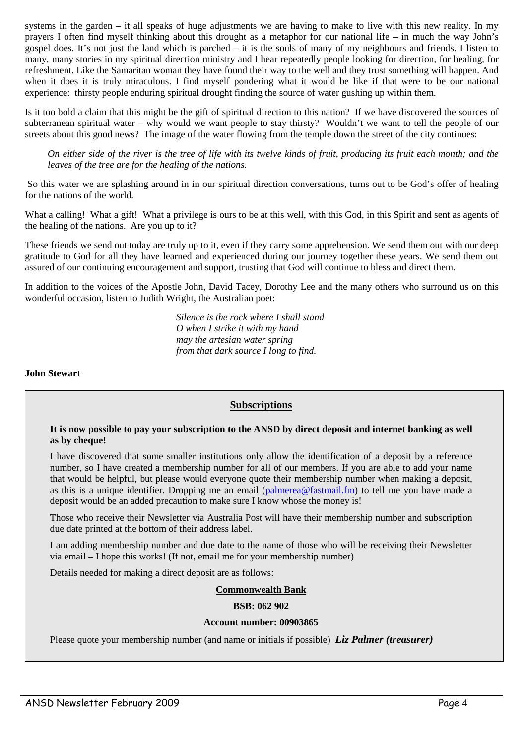systems in the garden – it all speaks of huge adjustments we are having to make to live with this new reality. In my prayers I often find myself thinking about this drought as a metaphor for our national life – in much the way John's gospel does. It's not just the land which is parched – it is the souls of many of my neighbours and friends. I listen to many, many stories in my spiritual direction ministry and I hear repeatedly people looking for direction, for healing, for refreshment. Like the Samaritan woman they have found their way to the well and they trust something will happen. And when it does it is truly miraculous. I find myself pondering what it would be like if that were to be our national experience: thirsty people enduring spiritual drought finding the source of water gushing up within them.

Is it too bold a claim that this might be the gift of spiritual direction to this nation? If we have discovered the sources of subterranean spiritual water – why would we want people to stay thirsty? Wouldn't we want to tell the people of our streets about this good news? The image of the water flowing from the temple down the street of the city continues:

> *On either side of the river is the tree of life with its twelve kinds of fruit, producing its fruit each month; and the leaves of the tree are for the healing of the nations.*

So this water we are splashing around in in our spiritual direction conversations, turns out to be God's offer of healing for the nations of the world.

What a calling! What a gift! What a privilege is ours to be at this well, with this God, in this Spirit and sent as agents of the healing of the nations. Are you up to it?

These friends we send out today are truly up to it, even if they carry some apprehension. We send them out with our deep gratitude to God for all they have learned and experienced during our journey together these years. We send them out assured of our continuing encouragement and support, trusting that God will continue to bless and direct them.

In addition to the voices of the Apostle John, David Tacey, Dorothy Lee and the many others who surround us on this wonderful occasion, listen to Judith Wright, the Australian poet:

> *Silence is the rock where I shall stand*
> *O when I strike it with my hand*
> *may the artesian water spring*
> *from that dark source I long to find.*

**John Stewart**

## Subscriptions

**It is now possible to pay your subscription to the ANSD by direct deposit and internet banking as well as by cheque!**

I have discovered that some smaller institutions only allow the identification of a deposit by a reference number, so I have created a membership number for all of our members. If you are able to add your name that would be helpful, but please would everyone quote their membership number when making a deposit, as this is a unique identifier. Dropping me an email (palmerea@fastmail.fm) to tell me you have made a deposit would be an added precaution to make sure I know whose the money is!

Those who receive their Newsletter via Australia Post will have their membership number and subscription due date printed at the bottom of their address label.

I am adding membership number and due date to the name of those who will be receiving their Newsletter via email – I hope this works! (If not, email me for your membership number)

Details needed for making a direct deposit are as follows:

**Commonwealth Bank**

**BSB: 062 902**

**Account number: 00903865**

Please quote your membership number (and name or initials if possible) ***Liz Palmer (treasurer)***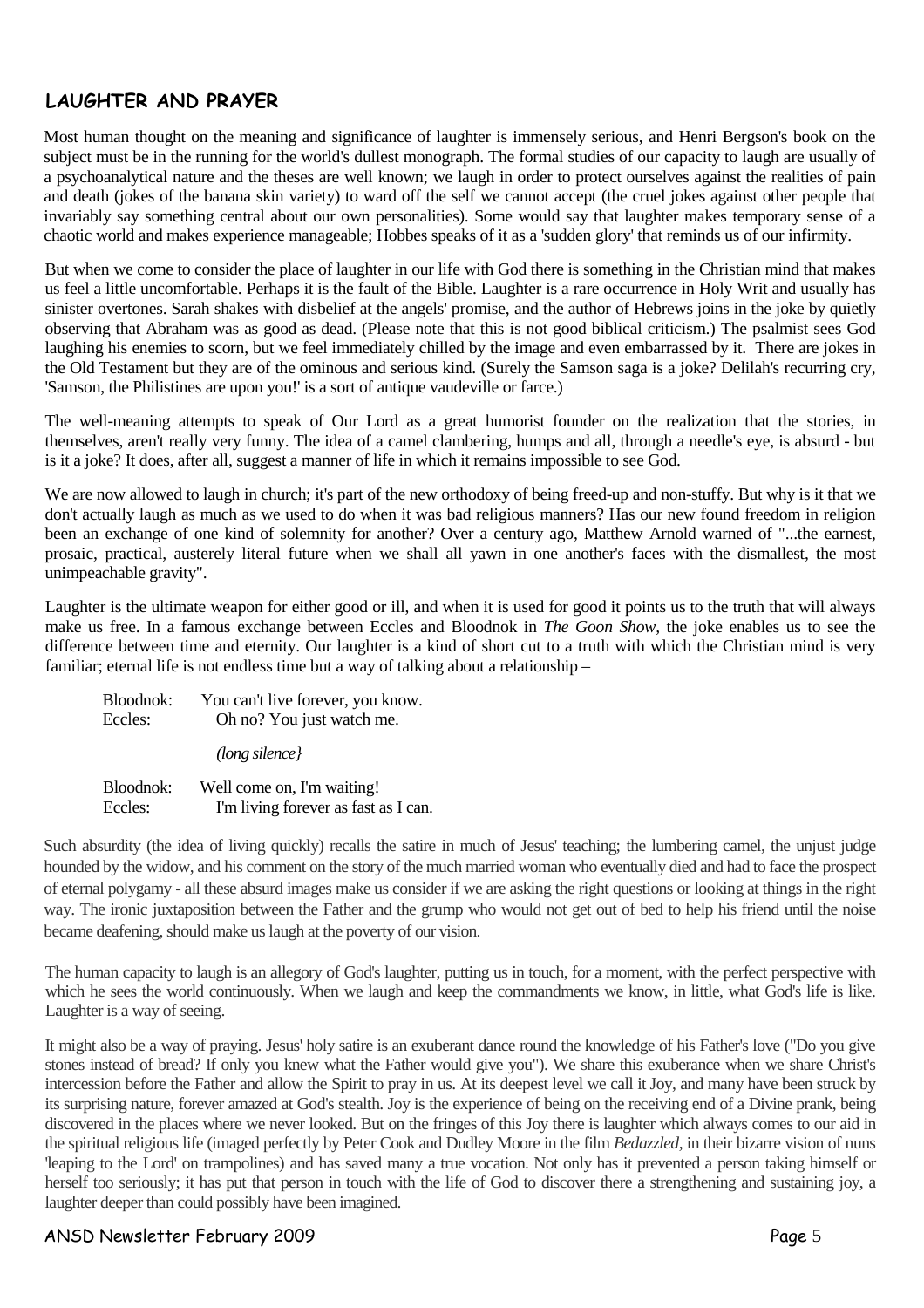## LAUGHTER AND PRAYER

Most human thought on the meaning and significance of laughter is immensely serious, and Henri Bergson's book on the subject must be in the running for the world's dullest monograph. The formal studies of our capacity to laugh are usually of a psychoanalytical nature and the theses are well known; we laugh in order to protect ourselves against the realities of pain and death (jokes of the banana skin variety) to ward off the self we cannot accept (the cruel jokes against other people that invariably say something central about our own personalities). Some would say that laughter makes temporary sense of a chaotic world and makes experience manageable; Hobbes speaks of it as a 'sudden glory' that reminds us of our infirmity.

But when we come to consider the place of laughter in our life with God there is something in the Christian mind that makes us feel a little uncomfortable. Perhaps it is the fault of the Bible. Laughter is a rare occurrence in Holy Writ and usually has sinister overtones. Sarah shakes with disbelief at the angels' promise, and the author of Hebrews joins in the joke by quietly observing that Abraham was as good as dead. (Please note that this is not good biblical criticism.) The psalmist sees God laughing his enemies to scorn, but we feel immediately chilled by the image and even embarrassed by it. There are jokes in the Old Testament but they are of the ominous and serious kind. (Surely the Samson saga is a joke? Delilah's recurring cry, 'Samson, the Philistines are upon you!' is a sort of antique vaudeville or farce.)

The well-meaning attempts to speak of Our Lord as a great humorist founder on the realization that the stories, in themselves, aren't really very funny. The idea of a camel clambering, humps and all, through a needle's eye, is absurd - but is it a joke? It does, after all, suggest a manner of life in which it remains impossible to see God.

We are now allowed to laugh in church; it's part of the new orthodoxy of being freed-up and non-stuffy. But why is it that we don't actually laugh as much as we used to do when it was bad religious manners? Has our new found freedom in religion been an exchange of one kind of solemnity for another? Over a century ago, Matthew Arnold warned of "...the earnest, prosaic, practical, austerely literal future when we shall all yawn in one another's faces with the dismallest, the most unimpeachable gravity".

Laughter is the ultimate weapon for either good or ill, and when it is used for good it points us to the truth that will always make us free. In a famous exchange between Eccles and Bloodnok in *The Goon Show*, the joke enables us to see the difference between time and eternity. Our laughter is a kind of short cut to a truth with which the Christian mind is very familiar; eternal life is not endless time but a way of talking about a relationship –

> Bloodnok: You can't live forever, you know.
> Eccles: Oh no? You just watch me.
>
> *(long silence}*
>
> Bloodnok: Well come on, I'm waiting!
> Eccles: I'm living forever as fast as I can.

Such absurdity (the idea of living quickly) recalls the satire in much of Jesus' teaching; the lumbering camel, the unjust judge hounded by the widow, and his comment on the story of the much married woman who eventually died and had to face the prospect of eternal polygamy - all these absurd images make us consider if we are asking the right questions or looking at things in the right way. The ironic juxtaposition between the Father and the grump who would not get out of bed to help his friend until the noise became deafening, should make us laugh at the poverty of our vision.

The human capacity to laugh is an allegory of God's laughter, putting us in touch, for a moment, with the perfect perspective with which he sees the world continuously. When we laugh and keep the commandments we know, in little, what God's life is like. Laughter is a way of seeing.

It might also be a way of praying. Jesus' holy satire is an exuberant dance round the knowledge of his Father's love ("Do you give stones instead of bread? If only you knew what the Father would give you"). We share this exuberance when we share Christ's intercession before the Father and allow the Spirit to pray in us. At its deepest level we call it Joy, and many have been struck by its surprising nature, forever amazed at God's stealth. Joy is the experience of being on the receiving end of a Divine prank, being discovered in the places where we never looked. But on the fringes of this Joy there is laughter which always comes to our aid in the spiritual religious life (imaged perfectly by Peter Cook and Dudley Moore in the film *Bedazzled*, in their bizarre vision of nuns 'leaping to the Lord' on trampolines) and has saved many a true vocation. Not only has it prevented a person taking himself or herself too seriously; it has put that person in touch with the life of God to discover there a strengthening and sustaining joy, a laughter deeper than could possibly have been imagined.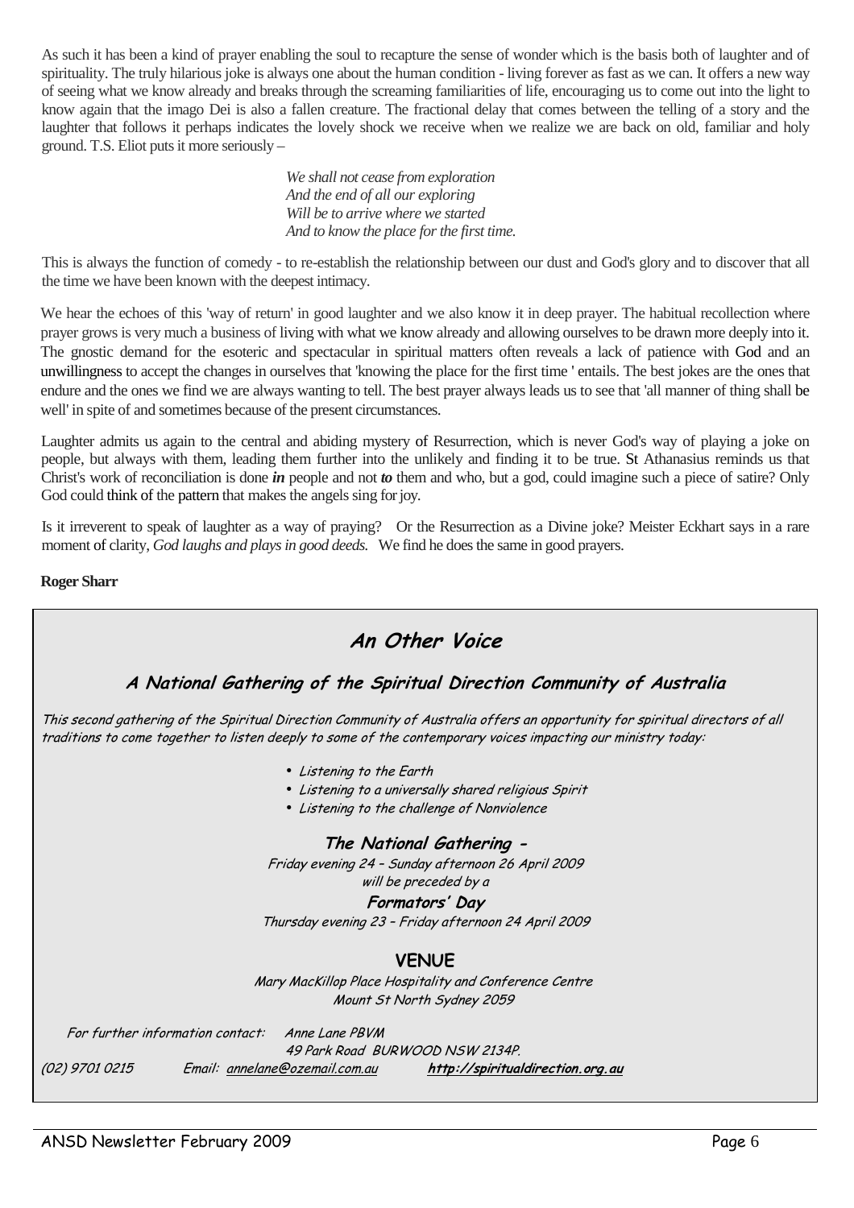As such it has been a kind of prayer enabling the soul to recapture the sense of wonder which is the basis both of laughter and of spirituality. The truly hilarious joke is always one about the human condition - living forever as fast as we can. It offers a new way of seeing what we know already and breaks through the screaming familiarities of life, encouraging us to come out into the light to know again that the imago Dei is also a fallen creature. The fractional delay that comes between the telling of a story and the laughter that follows it perhaps indicates the lovely shock we receive when we realize we are back on old, familiar and holy ground. T.S. Eliot puts it more seriously –

> *We shall not cease from exploration*
> *And the end of all our exploring*
> *Will be to arrive where we started*
> *And to know the place for the first time.*

This is always the function of comedy - to re-establish the relationship between our dust and God's glory and to discover that all the time we have been known with the deepest intimacy.

We hear the echoes of this 'way of return' in good laughter and we also know it in deep prayer. The habitual recollection where prayer grows is very much a business of living with what we know already and allowing ourselves to be drawn more deeply into it. The gnostic demand for the esoteric and spectacular in spiritual matters often reveals a lack of patience with God and an unwillingness to accept the changes in ourselves that 'knowing the place for the first time ' entails. The best jokes are the ones that endure and the ones we find we are always wanting to tell. The best prayer always leads us to see that 'all manner of thing shall be well' in spite of and sometimes because of the present circumstances.

Laughter admits us again to the central and abiding mystery of Resurrection, which is never God's way of playing a joke on people, but always with them, leading them further into the unlikely and finding it to be true. St Athanasius reminds us that Christ's work of reconciliation is done ***in*** people and not ***to*** them and who, but a god, could imagine such a piece of satire? Only God could think of the pattern that makes the angels sing for joy.

Is it irreverent to speak of laughter as a way of praying? Or the Resurrection as a Divine joke? Meister Eckhart says in a rare moment of clarity, *God laughs and plays in good deeds.* We find he does the same in good prayers.

**Roger Sharr**

## An Other Voice

### A National Gathering of the Spiritual Direction Community of Australia

*This second gathering of the Spiritual Direction Community of Australia offers an opportunity for spiritual directors of all traditions to come together to listen deeply to some of the contemporary voices impacting our ministry today:*

- *Listening to the Earth*
- *Listening to a universally shared religious Spirit*
- *Listening to the challenge of Nonviolence*

**The National Gathering -**

*Friday evening 24 – Sunday afternoon 26 April 2009*
*will be preceded by a*

**Formators' Day**

*Thursday evening 23 – Friday afternoon 24 April 2009*

**VENUE**

*Mary MacKillop Place Hospitality and Conference Centre*
*Mount St North Sydney 2059*

*For further information contact: Anne Lane PBVM*
*49 Park Road BURWOOD NSW 2134P.*
*(02) 9701 0215 Email: annelane@ozemail.com.au* **http://spiritualdirection.org.au**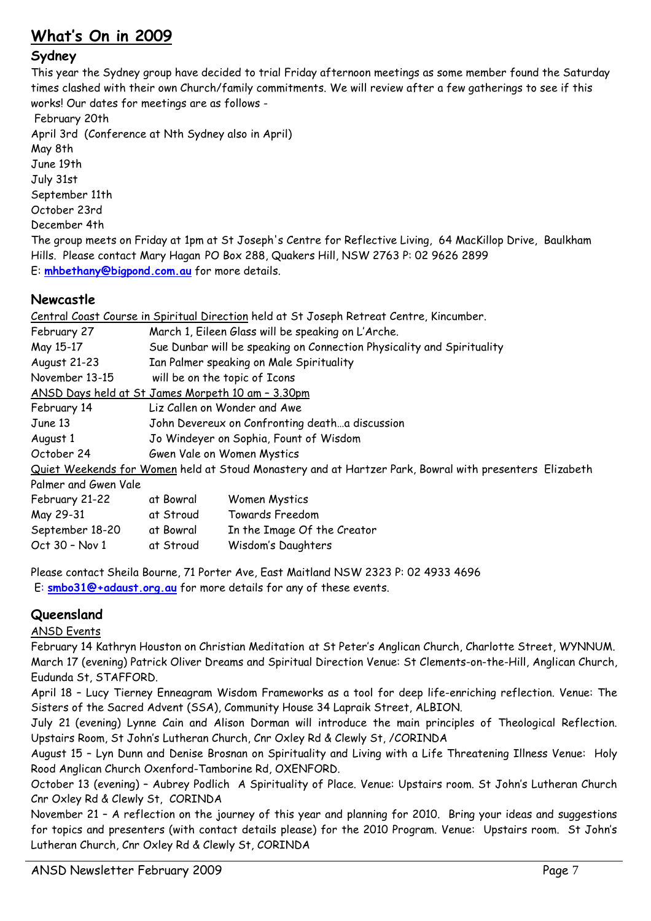# What's On in 2009

## Sydney

This year the Sydney group have decided to trial Friday afternoon meetings as some member found the Saturday times clashed with their own Church/family commitments. We will review after a few gatherings to see if this works! Our dates for meetings are as follows -

February 20th
April 3rd (Conference at Nth Sydney also in April)
May 8th
June 19th
July 31st
September 11th
October 23rd
December 4th

The group meets on Friday at 1pm at St Joseph's Centre for Reflective Living, 64 MacKillop Drive, Baulkham Hills. Please contact Mary Hagan PO Box 288, Quakers Hill, NSW 2763 P: 02 9626 2899
E: **mhbethany@bigpond.com.au** for more details.

## Newcastle

Central Coast Course in Spiritual Direction held at St Joseph Retreat Centre, Kincumber.

| | |
|---|---|
| February 27 | March 1, Eileen Glass will be speaking on L'Arche. |
| May 15-17 | Sue Dunbar will be speaking on Connection Physicality and Spirituality |
| August 21-23 | Ian Palmer speaking on Male Spirituality |
| November 13-15 | will be on the topic of Icons |

ANSD Days held at St James Morpeth 10 am – 3.30pm

| | |
|---|---|
| February 14 | Liz Callen on Wonder and Awe |
| June 13 | John Devereux on Confronting death…a discussion |
| August 1 | Jo Windeyer on Sophia, Fount of Wisdom |
| October 24 | Gwen Vale on Women Mystics |

Quiet Weekends for Women held at Stoud Monastery and at Hartzer Park, Bowral with presenters Elizabeth Palmer and Gwen Vale

| | | |
|---|---|---|
| February 21-22 | at Bowral | Women Mystics |
| May 29-31 | at Stroud | Towards Freedom |
| September 18-20 | at Bowral | In the Image Of the Creator |
| Oct 30 – Nov 1 | at Stroud | Wisdom's Daughters |

Please contact Sheila Bourne, 71 Porter Ave, East Maitland NSW 2323 P: 02 4933 4696
E: **smbo31@+adaust.org.au** for more details for any of these events.

## Queensland

ANSD Events

February 14 Kathryn Houston on Christian Meditation at St Peter's Anglican Church, Charlotte Street, WYNNUM.

March 17 (evening) Patrick Oliver Dreams and Spiritual Direction Venue: St Clements-on-the-Hill, Anglican Church, Eudunda St, STAFFORD.

April 18 – Lucy Tierney Enneagram Wisdom Frameworks as a tool for deep life-enriching reflection. Venue: The Sisters of the Sacred Advent (SSA), Community House 34 Lapraik Street, ALBION.

July 21 (evening) Lynne Cain and Alison Dorman will introduce the main principles of Theological Reflection. Upstairs Room, St John's Lutheran Church, Cnr Oxley Rd & Clewly St, /CORINDA

August 15 – Lyn Dunn and Denise Brosnan on Spirituality and Living with a Life Threatening Illness Venue: Holy Rood Anglican Church Oxenford-Tamborine Rd, OXENFORD.

October 13 (evening) – Aubrey Podlich A Spirituality of Place. Venue: Upstairs room. St John's Lutheran Church Cnr Oxley Rd & Clewly St, CORINDA

November 21 – A reflection on the journey of this year and planning for 2010. Bring your ideas and suggestions for topics and presenters (with contact details please) for the 2010 Program. Venue: Upstairs room. St John's Lutheran Church, Cnr Oxley Rd & Clewly St, CORINDA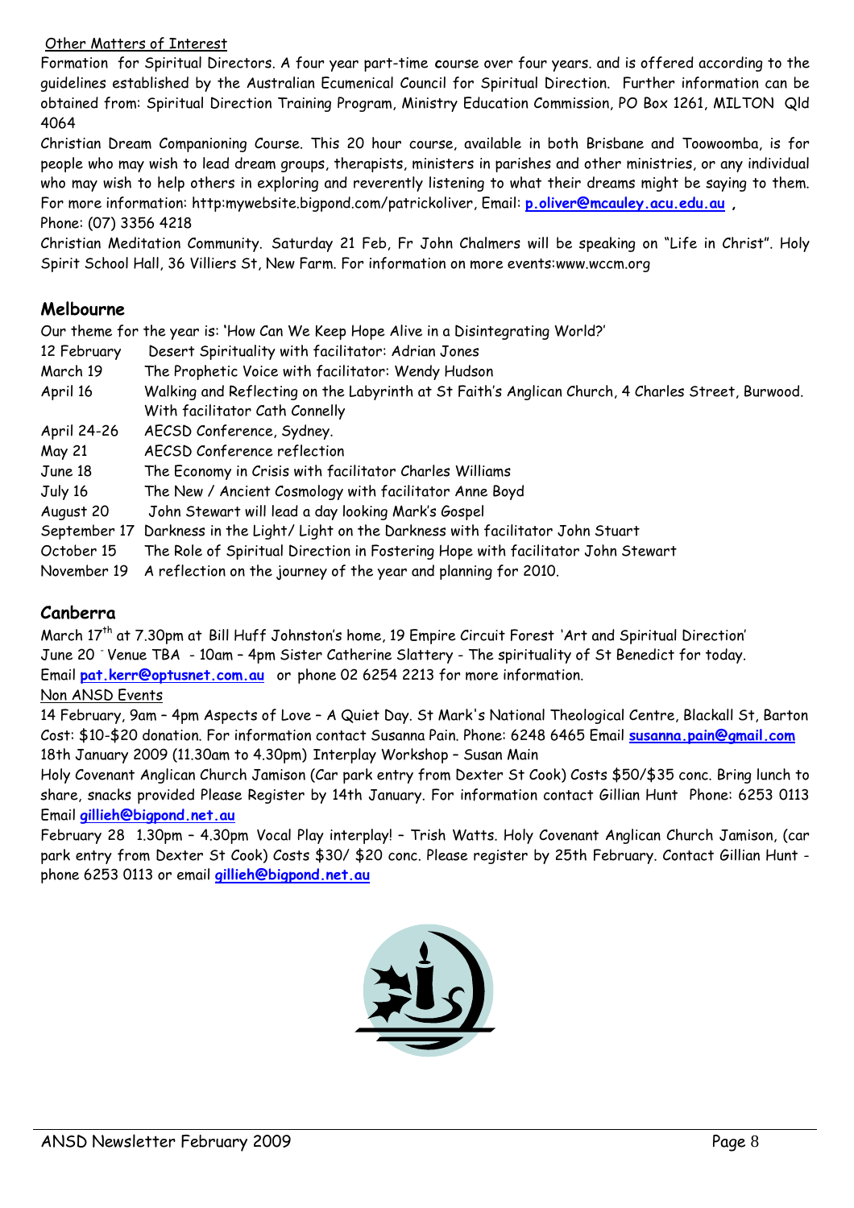Other Matters of Interest

Formation for Spiritual Directors. A four year part-time course over four years. and is offered according to the guidelines established by the Australian Ecumenical Council for Spiritual Direction. Further information can be obtained from: Spiritual Direction Training Program, Ministry Education Commission, PO Box 1261, MILTON Qld 4064

Christian Dream Companioning Course. This 20 hour course, available in both Brisbane and Toowoomba, is for people who may wish to lead dream groups, therapists, ministers in parishes and other ministries, or any individual who may wish to help others in exploring and reverently listening to what their dreams might be saying to them. For more information: http:mywebsite.bigpond.com/patrickoliver, Email: **p.oliver@mcauley.acu.edu.au** ,
Phone: (07) 3356 4218

Christian Meditation Community. Saturday 21 Feb, Fr John Chalmers will be speaking on "Life in Christ". Holy Spirit School Hall, 36 Villiers St, New Farm. For information on more events:www.wccm.org

## Melbourne

Our theme for the year is: 'How Can We Keep Hope Alive in a Disintegrating World?'

| | |
|---|---|
| 12 February | Desert Spirituality with facilitator: Adrian Jones |
| March 19 | The Prophetic Voice with facilitator: Wendy Hudson |
| April 16 | Walking and Reflecting on the Labyrinth at St Faith's Anglican Church, 4 Charles Street, Burwood. With facilitator Cath Connelly |
| April 24-26 | AECSD Conference, Sydney. |
| May 21 | AECSD Conference reflection |
| June 18 | The Economy in Crisis with facilitator Charles Williams |
| July 16 | The New / Ancient Cosmology with facilitator Anne Boyd |
| August 20 | John Stewart will lead a day looking Mark's Gospel |
| September 17 | Darkness in the Light/ Light on the Darkness with facilitator John Stuart |
| October 15 | The Role of Spiritual Direction in Fostering Hope with facilitator John Stewart |
| November 19 | A reflection on the journey of the year and planning for 2010. |

## Canberra

March 17th at 7.30pm at Bill Huff Johnston's home, 19 Empire Circuit Forest 'Art and Spiritual Direction'
June 20 Venue TBA - 10am – 4pm Sister Catherine Slattery - The spirituality of St Benedict for today.
Email **pat.kerr@optusnet.com.au** or phone 02 6254 2213 for more information.

Non ANSD Events

14 February, 9am – 4pm Aspects of Love – A Quiet Day. St Mark's National Theological Centre, Blackall St, Barton Cost: $10-$20 donation. For information contact Susanna Pain. Phone: 6248 6465 Email **susanna.pain@gmail.com**
18th January 2009 (11.30am to 4.30pm) Interplay Workshop – Susan Main
Holy Covenant Anglican Church Jamison (Car park entry from Dexter St Cook) Costs $50/$35 conc. Bring lunch to share, snacks provided Please Register by 14th January. For information contact Gillian Hunt Phone: 6253 0113 Email **gillieh@bigpond.net.au**

February 28 1.30pm – 4.30pm Vocal Play interplay! – Trish Watts. Holy Covenant Anglican Church Jamison, (car park entry from Dexter St Cook) Costs $30/ $20 conc. Please register by 25th February. Contact Gillian Hunt - phone 6253 0113 or email **gillieh@bigpond.net.au**